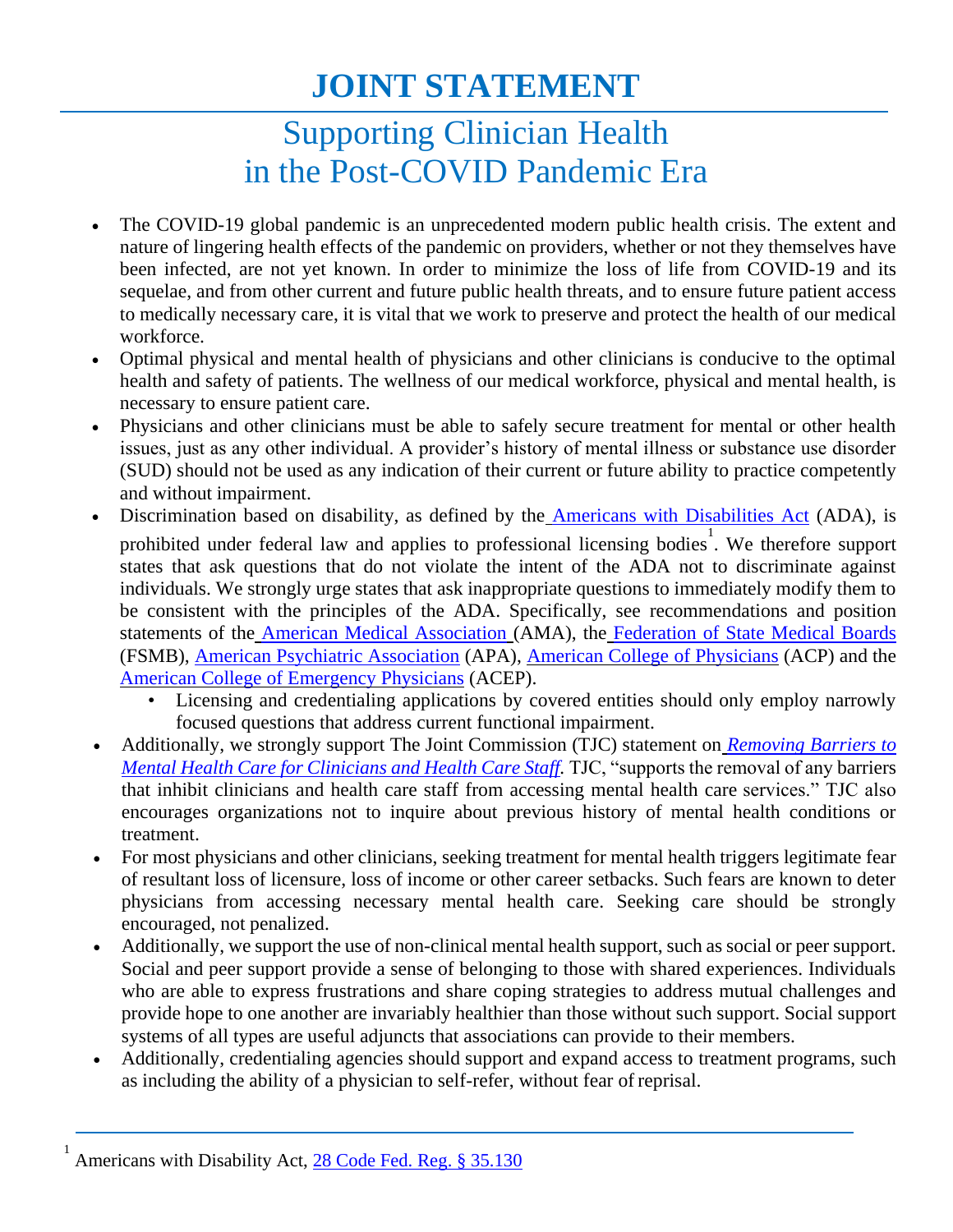# JOINT STATEMENT

## Supporting Clinician Health in the Post-COVID Pandemic Era

- The COVID-19 global pandemic is an unprecedented modern public health crisis. The extent and nature of lingering health effects of the pandemic on providers, whether or not they themselves have been infected, are not yet known. In order to minimize the loss of life from COVID-19 and its sequelae, and from other current and future public health threats, and to ensure future patient access to medically necessary care, it is vital that we work to preserve and protect the health of our medical workforce.
- Optimal physical and mental health of physicians and other clinicians is conducive to the optimal health and safety of patients. The wellness of our medical workforce, physical and mental health, is necessary to ensure patient care.
- Physicians and other clinicians must be able to safely secure treatment for mental or other health issues, just as any other individual. A provider's history of mental illness or substance use disorder (SUD) should not be used as any indication of their current or future ability to practice competently and without impairment.
- Discrimination based on disability, as defined by the Americans with Disabilities Act (ADA), is prohibited under federal law and applies to professional licensing bodies[1]. We therefore support states that ask questions that do not violate the intent of the ADA not to discriminate against individuals. We strongly urge states that ask inappropriate questions to immediately modify them to be consistent with the principles of the ADA. Specifically, see recommendations and position statements of the American Medical Association (AMA), the Federation of State Medical Boards (FSMB), American Psychiatric Association (APA), American College of Physicians (ACP) and the American College of Emergency Physicians (ACEP).
  - Licensing and credentialing applications by covered entities should only employ narrowly focused questions that address current functional impairment.
- Additionally, we strongly support The Joint Commission (TJC) statement on *Removing Barriers to Mental Health Care for Clinicians and Health Care Staff*. TJC, "supports the removal of any barriers that inhibit clinicians and health care staff from accessing mental health care services." TJC also encourages organizations not to inquire about previous history of mental health conditions or treatment.
- For most physicians and other clinicians, seeking treatment for mental health triggers legitimate fear of resultant loss of licensure, loss of income or other career setbacks. Such fears are known to deter physicians from accessing necessary mental health care. Seeking care should be strongly encouraged, not penalized.
- Additionally, we support the use of non-clinical mental health support, such as social or peer support. Social and peer support provide a sense of belonging to those with shared experiences. Individuals who are able to express frustrations and share coping strategies to address mutual challenges and provide hope to one another are invariably healthier than those without such support. Social support systems of all types are useful adjuncts that associations can provide to their members.
- Additionally, credentialing agencies should support and expand access to treatment programs, such as including the ability of a physician to self-refer, without fear of reprisal.

---

[1] Americans with Disability Act, 28 Code Fed. Reg. § 35.130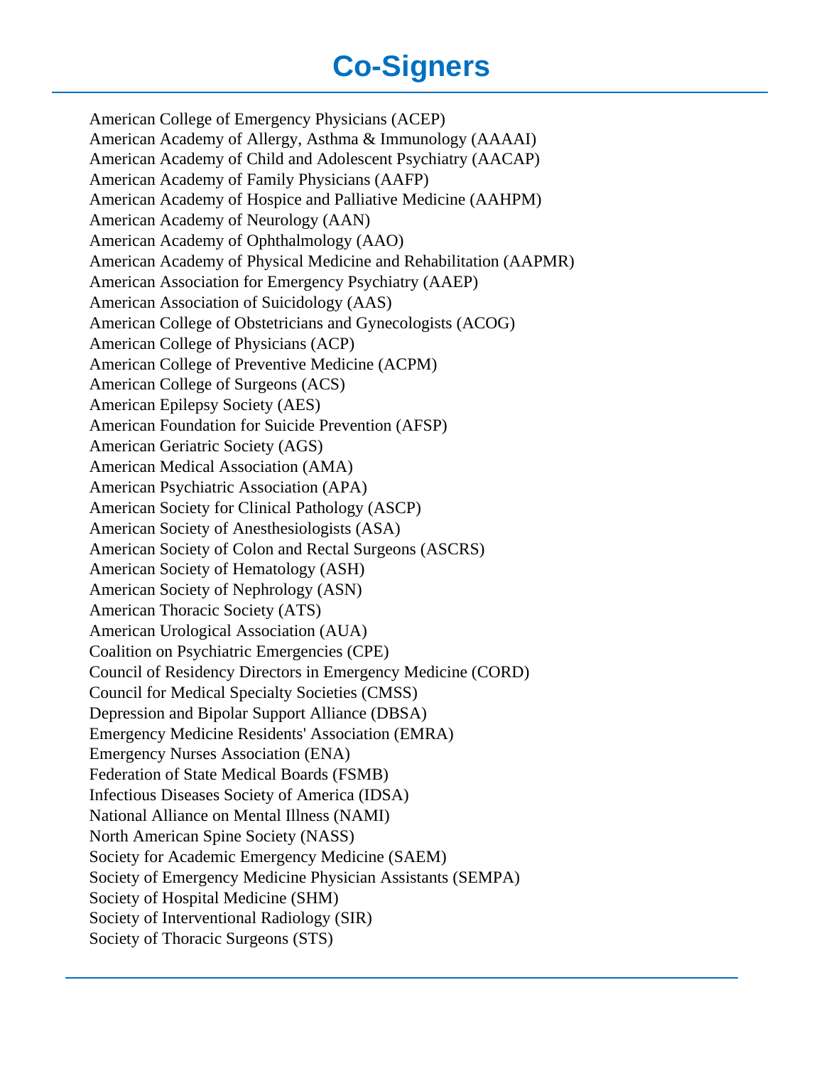# Co-Signers

American College of Emergency Physicians (ACEP)
American Academy of Allergy, Asthma & Immunology (AAAAI)
American Academy of Child and Adolescent Psychiatry (AACAP)
American Academy of Family Physicians (AAFP)
American Academy of Hospice and Palliative Medicine (AAHPM)
American Academy of Neurology (AAN)
American Academy of Ophthalmology (AAO)
American Academy of Physical Medicine and Rehabilitation (AAPMR)
American Association for Emergency Psychiatry (AAEP)
American Association of Suicidology (AAS)
American College of Obstetricians and Gynecologists (ACOG)
American College of Physicians (ACP)
American College of Preventive Medicine (ACPM)
American College of Surgeons (ACS)
American Epilepsy Society (AES)
American Foundation for Suicide Prevention (AFSP)
American Geriatric Society (AGS)
American Medical Association (AMA)
American Psychiatric Association (APA)
American Society for Clinical Pathology (ASCP)
American Society of Anesthesiologists (ASA)
American Society of Colon and Rectal Surgeons (ASCRS)
American Society of Hematology (ASH)
American Society of Nephrology (ASN)
American Thoracic Society (ATS)
American Urological Association (AUA)
Coalition on Psychiatric Emergencies (CPE)
Council of Residency Directors in Emergency Medicine (CORD)
Council for Medical Specialty Societies (CMSS)
Depression and Bipolar Support Alliance (DBSA)
Emergency Medicine Residents' Association (EMRA)
Emergency Nurses Association (ENA)
Federation of State Medical Boards (FSMB)
Infectious Diseases Society of America (IDSA)
National Alliance on Mental Illness (NAMI)
North American Spine Society (NASS)
Society for Academic Emergency Medicine (SAEM)
Society of Emergency Medicine Physician Assistants (SEMPA)
Society of Hospital Medicine (SHM)
Society of Interventional Radiology (SIR)
Society of Thoracic Surgeons (STS)